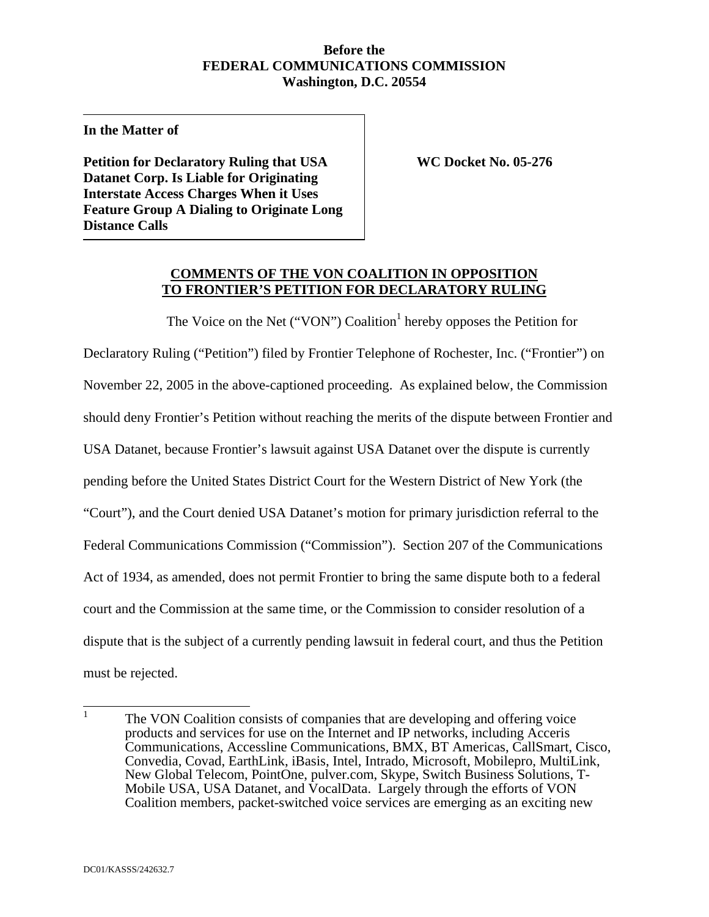**Before the**
**FEDERAL COMMUNICATIONS COMMISSION**
**Washington, D.C. 20554**

**In the Matter of**

**Petition for Declaratory Ruling that USA Datanet Corp. Is Liable for Originating Interstate Access Charges When it Uses Feature Group A Dialing to Originate Long Distance Calls**

**WC Docket No. 05-276**

**COMMENTS OF THE VON COALITION IN OPPOSITION TO FRONTIER'S PETITION FOR DECLARATORY RULING**

The Voice on the Net ("VON") Coalition[1] hereby opposes the Petition for Declaratory Ruling ("Petition") filed by Frontier Telephone of Rochester, Inc. ("Frontier") on November 22, 2005 in the above-captioned proceeding. As explained below, the Commission should deny Frontier's Petition without reaching the merits of the dispute between Frontier and USA Datanet, because Frontier's lawsuit against USA Datanet over the dispute is currently pending before the United States District Court for the Western District of New York (the "Court"), and the Court denied USA Datanet's motion for primary jurisdiction referral to the Federal Communications Commission ("Commission"). Section 207 of the Communications Act of 1934, as amended, does not permit Frontier to bring the same dispute both to a federal court and the Commission at the same time, or the Commission to consider resolution of a dispute that is the subject of a currently pending lawsuit in federal court, and thus the Petition must be rejected.

---

[1] The VON Coalition consists of companies that are developing and offering voice products and services for use on the Internet and IP networks, including Acceris Communications, Accessline Communications, BMX, BT Americas, CallSmart, Cisco, Convedia, Covad, EarthLink, iBasis, Intel, Intrado, Microsoft, Mobilepro, MultiLink, New Global Telecom, PointOne, pulver.com, Skype, Switch Business Solutions, T-Mobile USA, USA Datanet, and VocalData. Largely through the efforts of VON Coalition members, packet-switched voice services are emerging as an exciting new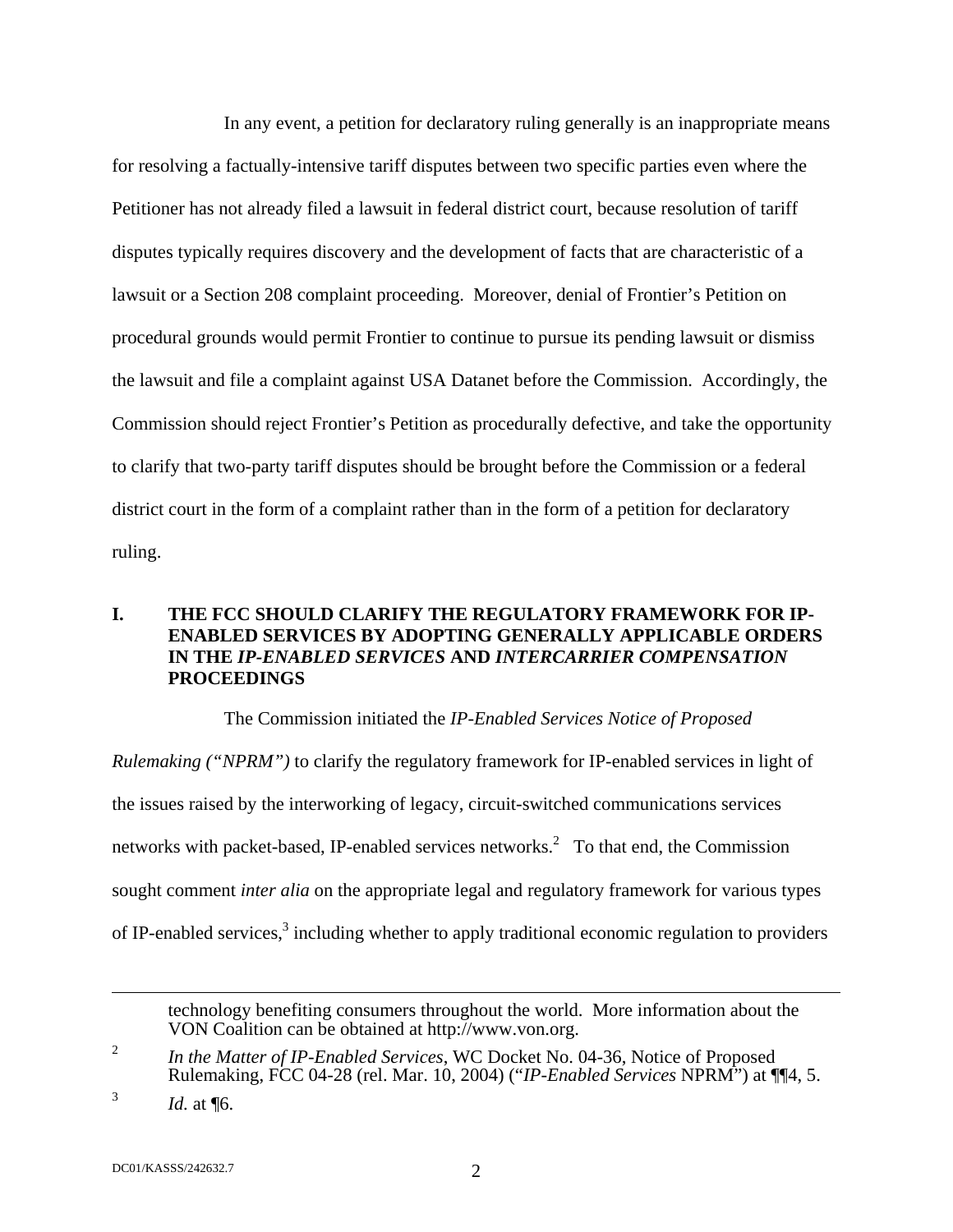In any event, a petition for declaratory ruling generally is an inappropriate means for resolving a factually-intensive tariff disputes between two specific parties even where the Petitioner has not already filed a lawsuit in federal district court, because resolution of tariff disputes typically requires discovery and the development of facts that are characteristic of a lawsuit or a Section 208 complaint proceeding. Moreover, denial of Frontier's Petition on procedural grounds would permit Frontier to continue to pursue its pending lawsuit or dismiss the lawsuit and file a complaint against USA Datanet before the Commission. Accordingly, the Commission should reject Frontier's Petition as procedurally defective, and take the opportunity to clarify that two-party tariff disputes should be brought before the Commission or a federal district court in the form of a complaint rather than in the form of a petition for declaratory ruling.

## I. THE FCC SHOULD CLARIFY THE REGULATORY FRAMEWORK FOR IP-ENABLED SERVICES BY ADOPTING GENERALLY APPLICABLE ORDERS IN THE *IP-ENABLED SERVICES* AND *INTERCARRIER COMPENSATION* PROCEEDINGS

The Commission initiated the *IP-Enabled Services Notice of Proposed Rulemaking ("NPRM")* to clarify the regulatory framework for IP-enabled services in light of the issues raised by the interworking of legacy, circuit-switched communications services networks with packet-based, IP-enabled services networks.[2] To that end, the Commission sought comment *inter alia* on the appropriate legal and regulatory framework for various types of IP-enabled services,[3] including whether to apply traditional economic regulation to providers

---

technology benefiting consumers throughout the world. More information about the VON Coalition can be obtained at http://www.von.org.

[2] *In the Matter of IP-Enabled Services*, WC Docket No. 04-36, Notice of Proposed Rulemaking, FCC 04-28 (rel. Mar. 10, 2004) ("*IP-Enabled Services* NPRM") at ¶¶4, 5.

[3] *Id.* at ¶6.

DC01/KASSS/242632.7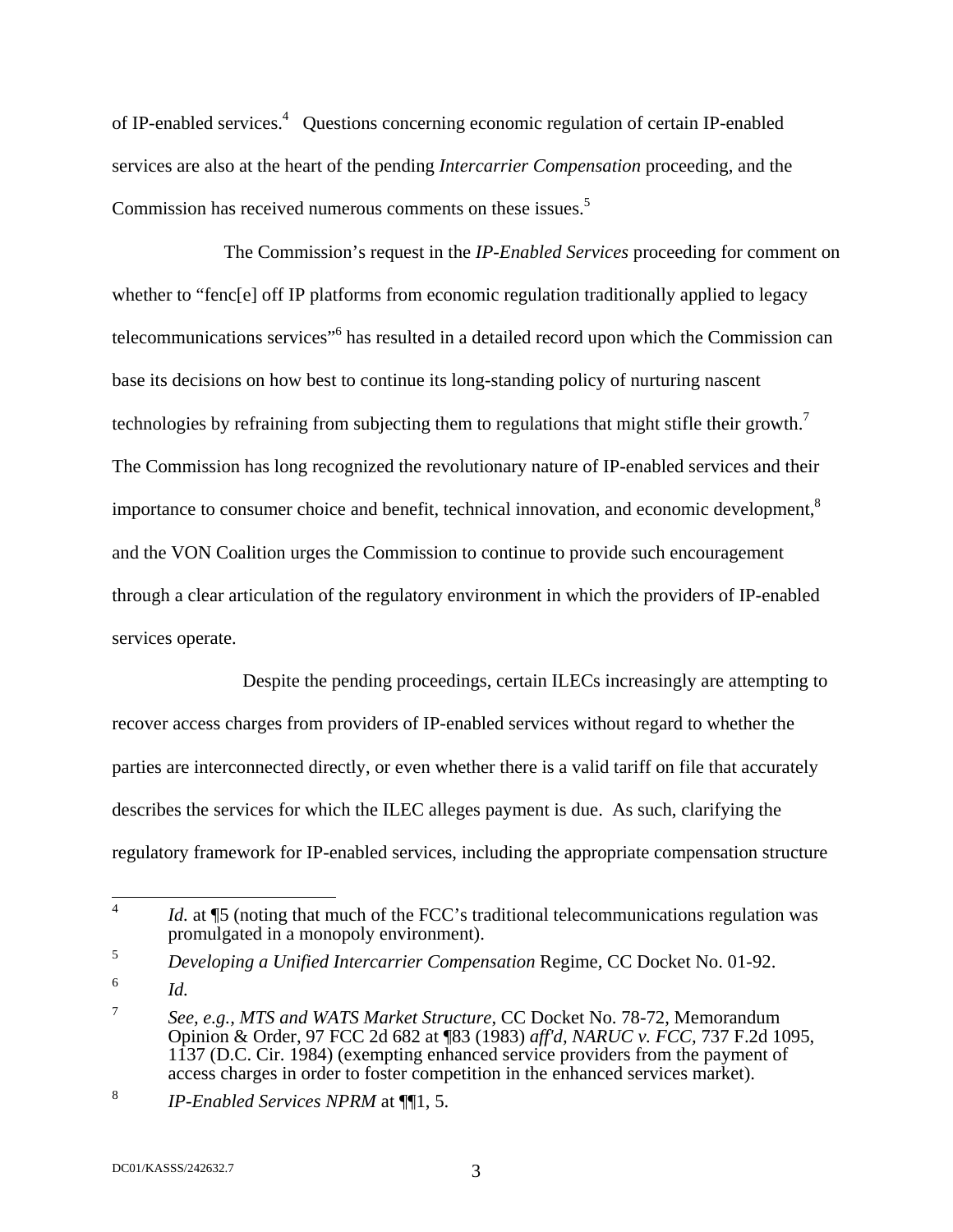of IP-enabled services.[4] Questions concerning economic regulation of certain IP-enabled services are also at the heart of the pending *Intercarrier Compensation* proceeding, and the Commission has received numerous comments on these issues.[5]

The Commission's request in the *IP-Enabled Services* proceeding for comment on whether to "fenc[e] off IP platforms from economic regulation traditionally applied to legacy telecommunications services"[6] has resulted in a detailed record upon which the Commission can base its decisions on how best to continue its long-standing policy of nurturing nascent technologies by refraining from subjecting them to regulations that might stifle their growth.[7] The Commission has long recognized the revolutionary nature of IP-enabled services and their importance to consumer choice and benefit, technical innovation, and economic development,[8] and the VON Coalition urges the Commission to continue to provide such encouragement through a clear articulation of the regulatory environment in which the providers of IP-enabled services operate.

Despite the pending proceedings, certain ILECs increasingly are attempting to recover access charges from providers of IP-enabled services without regard to whether the parties are interconnected directly, or even whether there is a valid tariff on file that accurately describes the services for which the ILEC alleges payment is due. As such, clarifying the regulatory framework for IP-enabled services, including the appropriate compensation structure

---

[4] *Id.* at ¶5 (noting that much of the FCC's traditional telecommunications regulation was promulgated in a monopoly environment).

[5] *Developing a Unified Intercarrier Compensation* Regime, CC Docket No. 01-92.

[6] *Id.*

[7] *See, e.g.*, *MTS and WATS Market Structure*, CC Docket No. 78-72, Memorandum Opinion & Order, 97 FCC 2d 682 at ¶83 (1983) *aff'd*, *NARUC v. FCC*, 737 F.2d 1095, 1137 (D.C. Cir. 1984) (exempting enhanced service providers from the payment of access charges in order to foster competition in the enhanced services market).

[8] *IP-Enabled Services NPRM* at ¶¶1, 5.

DC01/KASSS/242632.7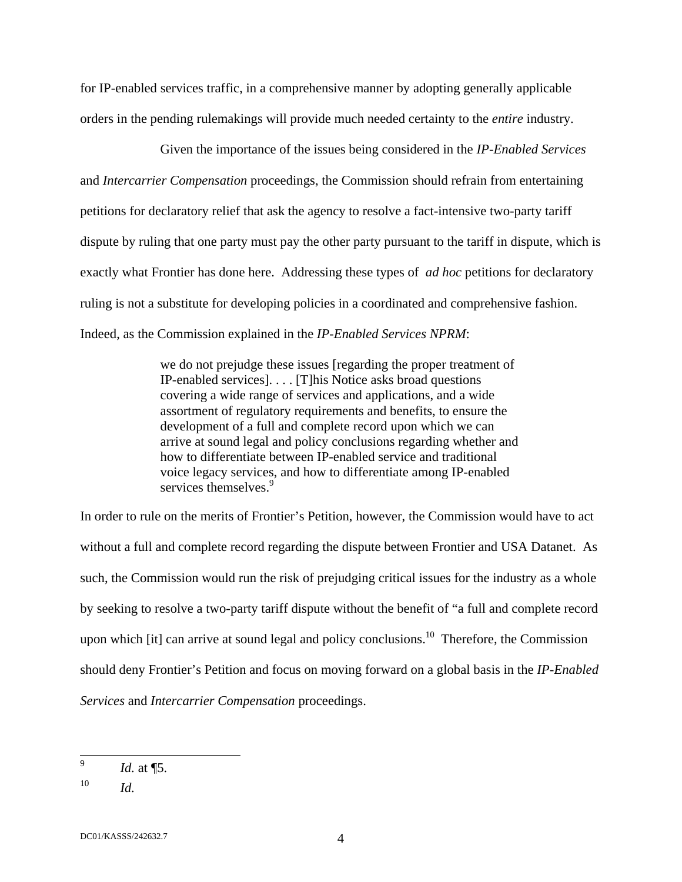for IP-enabled services traffic, in a comprehensive manner by adopting generally applicable orders in the pending rulemakings will provide much needed certainty to the *entire* industry.

Given the importance of the issues being considered in the *IP-Enabled Services* and *Intercarrier Compensation* proceedings, the Commission should refrain from entertaining petitions for declaratory relief that ask the agency to resolve a fact-intensive two-party tariff dispute by ruling that one party must pay the other party pursuant to the tariff in dispute, which is exactly what Frontier has done here. Addressing these types of *ad hoc* petitions for declaratory ruling is not a substitute for developing policies in a coordinated and comprehensive fashion. Indeed, as the Commission explained in the *IP-Enabled Services NPRM*:

> we do not prejudge these issues [regarding the proper treatment of IP-enabled services]. . . . [T]his Notice asks broad questions covering a wide range of services and applications, and a wide assortment of regulatory requirements and benefits, to ensure the development of a full and complete record upon which we can arrive at sound legal and policy conclusions regarding whether and how to differentiate between IP-enabled service and traditional voice legacy services, and how to differentiate among IP-enabled services themselves.[9]

In order to rule on the merits of Frontier's Petition, however, the Commission would have to act without a full and complete record regarding the dispute between Frontier and USA Datanet. As such, the Commission would run the risk of prejudging critical issues for the industry as a whole by seeking to resolve a two-party tariff dispute without the benefit of "a full and complete record upon which [it] can arrive at sound legal and policy conclusions.[10] Therefore, the Commission should deny Frontier's Petition and focus on moving forward on a global basis in the *IP-Enabled Services* and *Intercarrier Compensation* proceedings.

---

[9] *Id.* at ¶5.

[10] *Id.*

DC01/KASSS/242632.7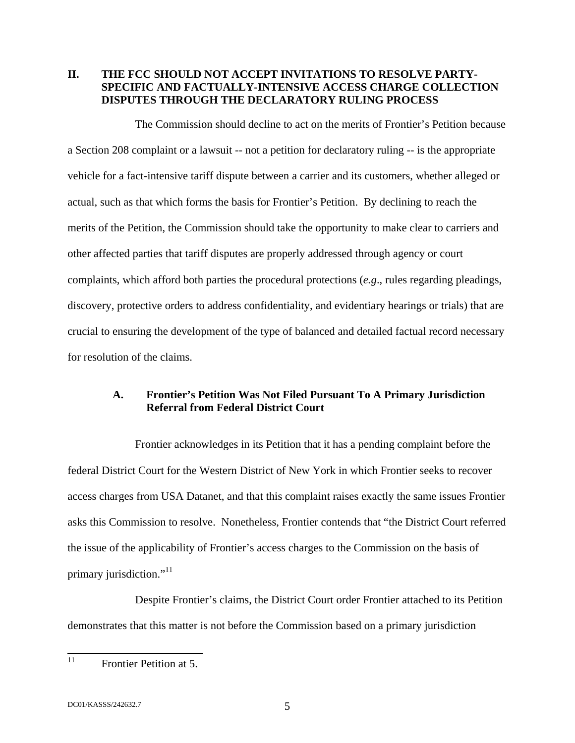## II. THE FCC SHOULD NOT ACCEPT INVITATIONS TO RESOLVE PARTY-SPECIFIC AND FACTUALLY-INTENSIVE ACCESS CHARGE COLLECTION DISPUTES THROUGH THE DECLARATORY RULING PROCESS

The Commission should decline to act on the merits of Frontier's Petition because a Section 208 complaint or a lawsuit -- not a petition for declaratory ruling -- is the appropriate vehicle for a fact-intensive tariff dispute between a carrier and its customers, whether alleged or actual, such as that which forms the basis for Frontier's Petition. By declining to reach the merits of the Petition, the Commission should take the opportunity to make clear to carriers and other affected parties that tariff disputes are properly addressed through agency or court complaints, which afford both parties the procedural protections (*e.g*., rules regarding pleadings, discovery, protective orders to address confidentiality, and evidentiary hearings or trials) that are crucial to ensuring the development of the type of balanced and detailed factual record necessary for resolution of the claims.

### A. Frontier's Petition Was Not Filed Pursuant To A Primary Jurisdiction Referral from Federal District Court

Frontier acknowledges in its Petition that it has a pending complaint before the federal District Court for the Western District of New York in which Frontier seeks to recover access charges from USA Datanet, and that this complaint raises exactly the same issues Frontier asks this Commission to resolve. Nonetheless, Frontier contends that "the District Court referred the issue of the applicability of Frontier's access charges to the Commission on the basis of primary jurisdiction."[11]

Despite Frontier's claims, the District Court order Frontier attached to its Petition demonstrates that this matter is not before the Commission based on a primary jurisdiction

[11] Frontier Petition at 5.

DC01/KASSS/242632.7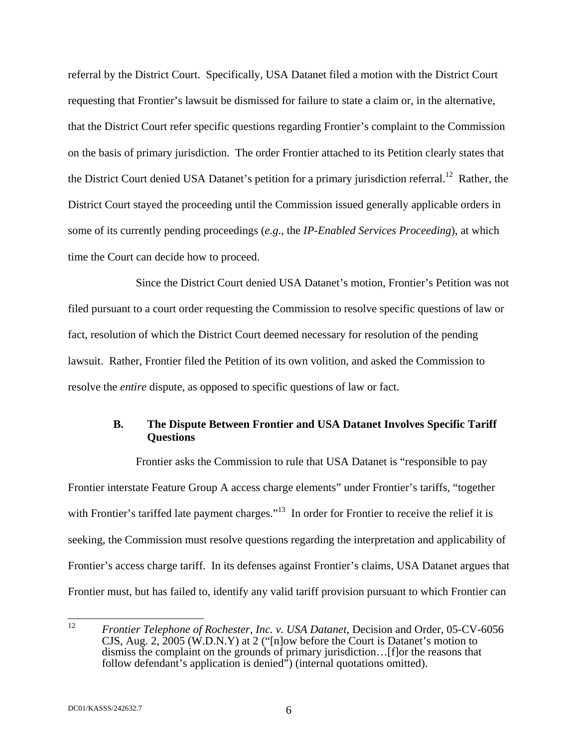referral by the District Court. Specifically, USA Datanet filed a motion with the District Court requesting that Frontier's lawsuit be dismissed for failure to state a claim or, in the alternative, that the District Court refer specific questions regarding Frontier's complaint to the Commission on the basis of primary jurisdiction. The order Frontier attached to its Petition clearly states that the District Court denied USA Datanet's petition for a primary jurisdiction referral.[12] Rather, the District Court stayed the proceeding until the Commission issued generally applicable orders in some of its currently pending proceedings (*e.g.*, the *IP-Enabled Services Proceeding*), at which time the Court can decide how to proceed.

Since the District Court denied USA Datanet's motion, Frontier's Petition was not filed pursuant to a court order requesting the Commission to resolve specific questions of law or fact, resolution of which the District Court deemed necessary for resolution of the pending lawsuit. Rather, Frontier filed the Petition of its own volition, and asked the Commission to resolve the *entire* dispute, as opposed to specific questions of law or fact.

### B. The Dispute Between Frontier and USA Datanet Involves Specific Tariff Questions

Frontier asks the Commission to rule that USA Datanet is "responsible to pay Frontier interstate Feature Group A access charge elements" under Frontier's tariffs, "together with Frontier's tariffed late payment charges."[13] In order for Frontier to receive the relief it is seeking, the Commission must resolve questions regarding the interpretation and applicability of Frontier's access charge tariff. In its defenses against Frontier's claims, USA Datanet argues that Frontier must, but has failed to, identify any valid tariff provision pursuant to which Frontier can

---

[12] *Frontier Telephone of Rochester, Inc. v. USA Datanet*, Decision and Order, 05-CV-6056 CJS, Aug. 2, 2005 (W.D.N.Y) at 2 ("[n]ow before the Court is Datanet's motion to dismiss the complaint on the grounds of primary jurisdiction…[f]or the reasons that follow defendant's application is denied") (internal quotations omitted).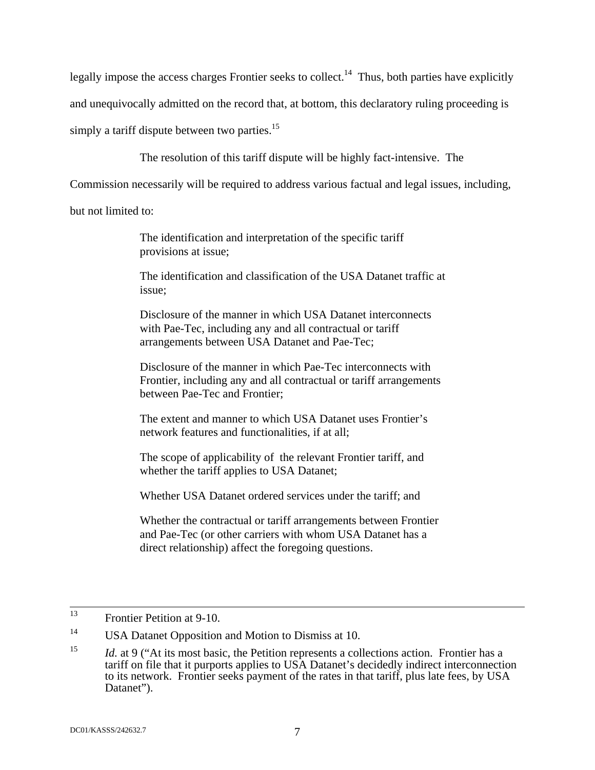legally impose the access charges Frontier seeks to collect.[14] Thus, both parties have explicitly and unequivocally admitted on the record that, at bottom, this declaratory ruling proceeding is simply a tariff dispute between two parties.[15]

The resolution of this tariff dispute will be highly fact-intensive. The Commission necessarily will be required to address various factual and legal issues, including, but not limited to:

> The identification and interpretation of the specific tariff provisions at issue;
>
> The identification and classification of the USA Datanet traffic at issue;
>
> Disclosure of the manner in which USA Datanet interconnects with Pae-Tec, including any and all contractual or tariff arrangements between USA Datanet and Pae-Tec;
>
> Disclosure of the manner in which Pae-Tec interconnects with Frontier, including any and all contractual or tariff arrangements between Pae-Tec and Frontier;
>
> The extent and manner to which USA Datanet uses Frontier's network features and functionalities, if at all;
>
> The scope of applicability of the relevant Frontier tariff, and whether the tariff applies to USA Datanet;
>
> Whether USA Datanet ordered services under the tariff; and
>
> Whether the contractual or tariff arrangements between Frontier and Pae-Tec (or other carriers with whom USA Datanet has a direct relationship) affect the foregoing questions.

---

[13] Frontier Petition at 9-10.

[14] USA Datanet Opposition and Motion to Dismiss at 10.

[15] *Id.* at 9 ("At its most basic, the Petition represents a collections action. Frontier has a tariff on file that it purports applies to USA Datanet's decidedly indirect interconnection to its network. Frontier seeks payment of the rates in that tariff, plus late fees, by USA Datanet").

DC01/KASSS/242632.7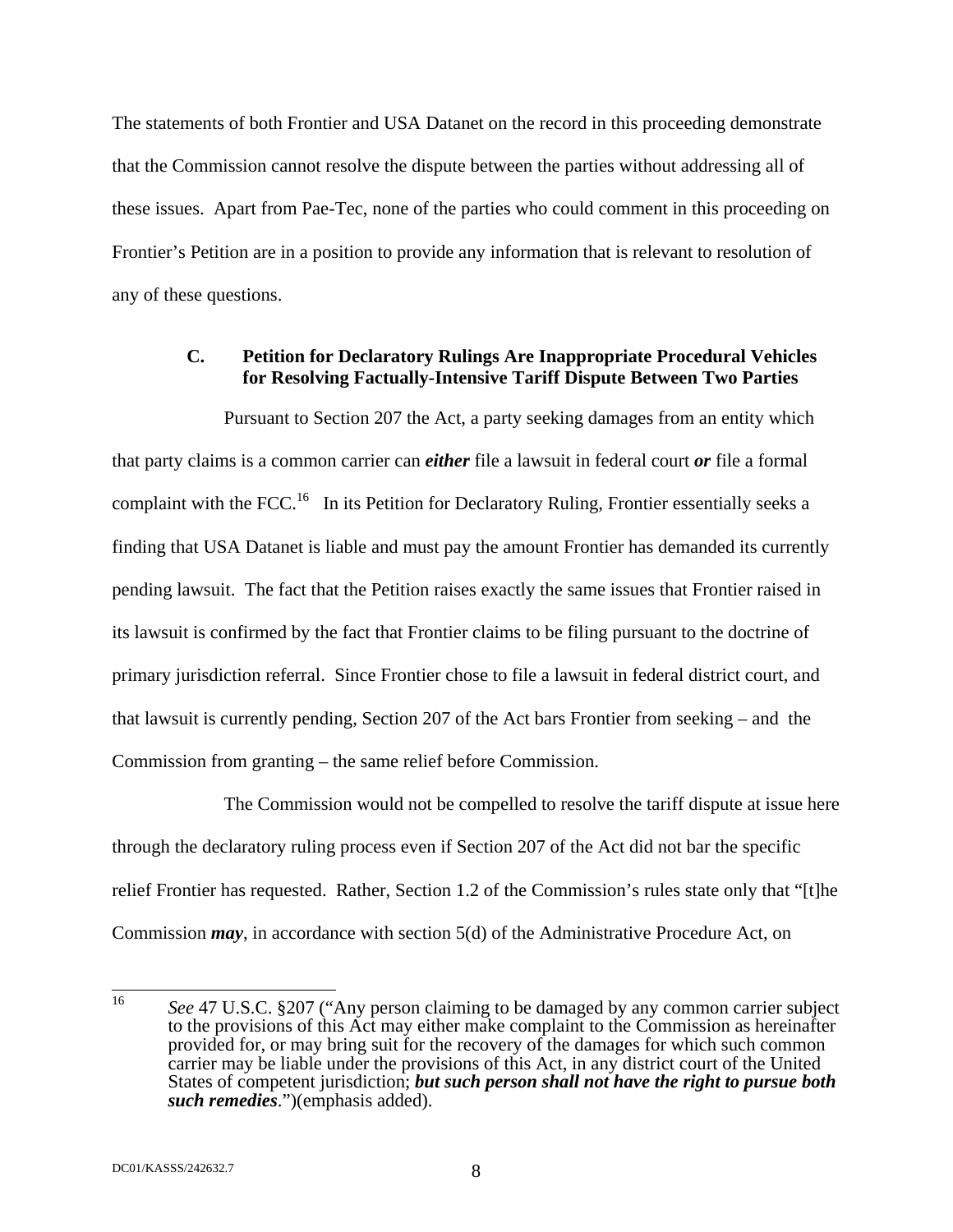The statements of both Frontier and USA Datanet on the record in this proceeding demonstrate that the Commission cannot resolve the dispute between the parties without addressing all of these issues. Apart from Pae-Tec, none of the parties who could comment in this proceeding on Frontier's Petition are in a position to provide any information that is relevant to resolution of any of these questions.

### C. Petition for Declaratory Rulings Are Inappropriate Procedural Vehicles for Resolving Factually-Intensive Tariff Dispute Between Two Parties

Pursuant to Section 207 the Act, a party seeking damages from an entity which that party claims is a common carrier can ***either*** file a lawsuit in federal court ***or*** file a formal complaint with the FCC.[16] In its Petition for Declaratory Ruling, Frontier essentially seeks a finding that USA Datanet is liable and must pay the amount Frontier has demanded its currently pending lawsuit. The fact that the Petition raises exactly the same issues that Frontier raised in its lawsuit is confirmed by the fact that Frontier claims to be filing pursuant to the doctrine of primary jurisdiction referral. Since Frontier chose to file a lawsuit in federal district court, and that lawsuit is currently pending, Section 207 of the Act bars Frontier from seeking – and the Commission from granting – the same relief before Commission.

The Commission would not be compelled to resolve the tariff dispute at issue here through the declaratory ruling process even if Section 207 of the Act did not bar the specific relief Frontier has requested. Rather, Section 1.2 of the Commission's rules state only that "[t]he Commission ***may***, in accordance with section 5(d) of the Administrative Procedure Act, on

---

[16] *See* 47 U.S.C. §207 ("Any person claiming to be damaged by any common carrier subject to the provisions of this Act may either make complaint to the Commission as hereinafter provided for, or may bring suit for the recovery of the damages for which such common carrier may be liable under the provisions of this Act, in any district court of the United States of competent jurisdiction; ***but such person shall not have the right to pursue both such remedies***.")(emphasis added).

DC01/KASSS/242632.7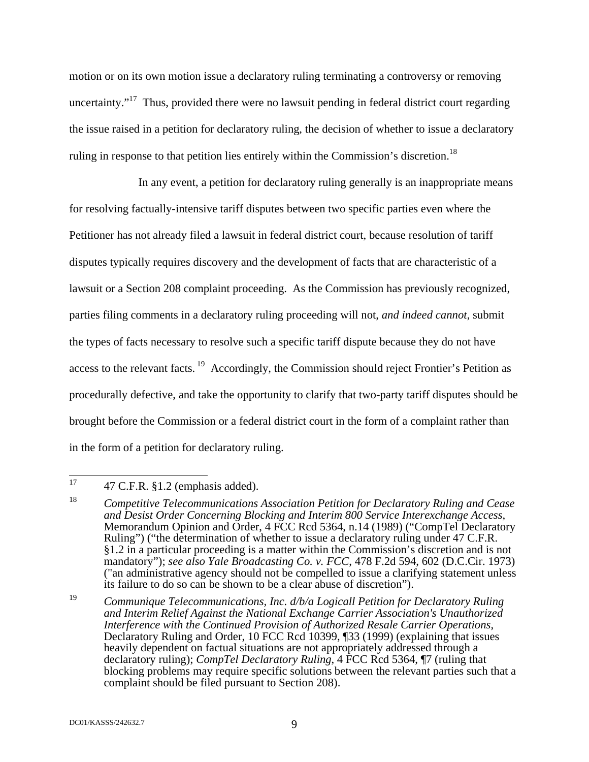motion or on its own motion issue a declaratory ruling terminating a controversy or removing uncertainty."[17] Thus, provided there were no lawsuit pending in federal district court regarding the issue raised in a petition for declaratory ruling, the decision of whether to issue a declaratory ruling in response to that petition lies entirely within the Commission's discretion.[18]

In any event, a petition for declaratory ruling generally is an inappropriate means for resolving factually-intensive tariff disputes between two specific parties even where the Petitioner has not already filed a lawsuit in federal district court, because resolution of tariff disputes typically requires discovery and the development of facts that are characteristic of a lawsuit or a Section 208 complaint proceeding. As the Commission has previously recognized, parties filing comments in a declaratory ruling proceeding will not, *and indeed cannot*, submit the types of facts necessary to resolve such a specific tariff dispute because they do not have access to the relevant facts.[19] Accordingly, the Commission should reject Frontier's Petition as procedurally defective, and take the opportunity to clarify that two-party tariff disputes should be brought before the Commission or a federal district court in the form of a complaint rather than in the form of a petition for declaratory ruling.

---

[17] 47 C.F.R. §1.2 (emphasis added).

[18] *Competitive Telecommunications Association Petition for Declaratory Ruling and Cease and Desist Order Concerning Blocking and Interim 800 Service Interexchange Access*, Memorandum Opinion and Order, 4 FCC Rcd 5364, n.14 (1989) ("CompTel Declaratory Ruling") ("the determination of whether to issue a declaratory ruling under 47 C.F.R. §1.2 in a particular proceeding is a matter within the Commission's discretion and is not mandatory"); *see also Yale Broadcasting Co. v. FCC*, 478 F.2d 594, 602 (D.C.Cir. 1973) ("an administrative agency should not be compelled to issue a clarifying statement unless its failure to do so can be shown to be a clear abuse of discretion").

[19] *Communique Telecommunications, Inc. d/b/a Logicall Petition for Declaratory Ruling and Interim Relief Against the National Exchange Carrier Association's Unauthorized Interference with the Continued Provision of Authorized Resale Carrier Operations*, Declaratory Ruling and Order, 10 FCC Rcd 10399, ¶33 (1999) (explaining that issues heavily dependent on factual situations are not appropriately addressed through a declaratory ruling); *CompTel Declaratory Ruling*, 4 FCC Rcd 5364, ¶7 (ruling that blocking problems may require specific solutions between the relevant parties such that a complaint should be filed pursuant to Section 208).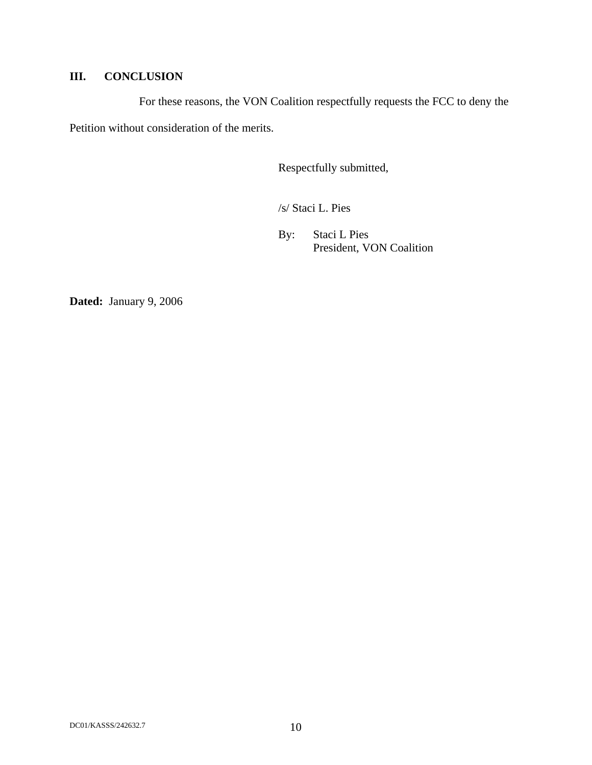## III. CONCLUSION

For these reasons, the VON Coalition respectfully requests the FCC to deny the Petition without consideration of the merits.

Respectfully submitted,

/s/ Staci L. Pies

By: Staci L Pies
President, VON Coalition

**Dated:** January 9, 2006

DC01/KASSS/242632.7